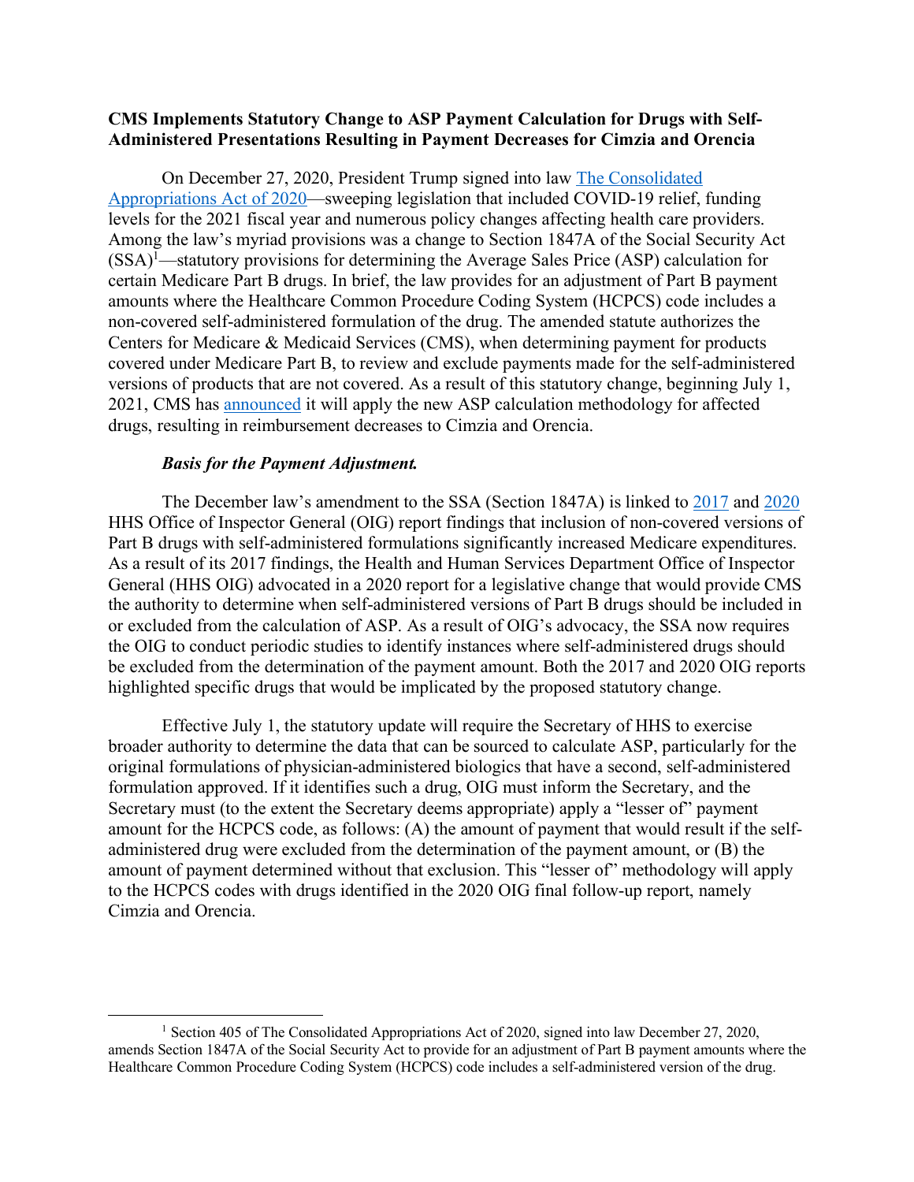**CMS Implements Statutory Change to ASP Payment Calculation for Drugs with Self-Administered Presentations Resulting in Payment Decreases for Cimzia and Orencia**

On December 27, 2020, President Trump signed into law The Consolidated Appropriations Act of 2020—sweeping legislation that included COVID-19 relief, funding levels for the 2021 fiscal year and numerous policy changes affecting health care providers. Among the law's myriad provisions was a change to Section 1847A of the Social Security Act (SSA)[1]—statutory provisions for determining the Average Sales Price (ASP) calculation for certain Medicare Part B drugs. In brief, the law provides for an adjustment of Part B payment amounts where the Healthcare Common Procedure Coding System (HCPCS) code includes a non-covered self-administered formulation of the drug. The amended statute authorizes the Centers for Medicare & Medicaid Services (CMS), when determining payment for products covered under Medicare Part B, to review and exclude payments made for the self-administered versions of products that are not covered. As a result of this statutory change, beginning July 1, 2021, CMS has announced it will apply the new ASP calculation methodology for affected drugs, resulting in reimbursement decreases to Cimzia and Orencia.

***Basis for the Payment Adjustment.***

The December law's amendment to the SSA (Section 1847A) is linked to 2017 and 2020 HHS Office of Inspector General (OIG) report findings that inclusion of non-covered versions of Part B drugs with self-administered formulations significantly increased Medicare expenditures. As a result of its 2017 findings, the Health and Human Services Department Office of Inspector General (HHS OIG) advocated in a 2020 report for a legislative change that would provide CMS the authority to determine when self-administered versions of Part B drugs should be included in or excluded from the calculation of ASP. As a result of OIG's advocacy, the SSA now requires the OIG to conduct periodic studies to identify instances where self-administered drugs should be excluded from the determination of the payment amount. Both the 2017 and 2020 OIG reports highlighted specific drugs that would be implicated by the proposed statutory change.

Effective July 1, the statutory update will require the Secretary of HHS to exercise broader authority to determine the data that can be sourced to calculate ASP, particularly for the original formulations of physician-administered biologics that have a second, self-administered formulation approved. If it identifies such a drug, OIG must inform the Secretary, and the Secretary must (to the extent the Secretary deems appropriate) apply a "lesser of" payment amount for the HCPCS code, as follows: (A) the amount of payment that would result if the self-administered drug were excluded from the determination of the payment amount, or (B) the amount of payment determined without that exclusion. This "lesser of" methodology will apply to the HCPCS codes with drugs identified in the 2020 OIG final follow-up report, namely Cimzia and Orencia.

---

[1] Section 405 of The Consolidated Appropriations Act of 2020, signed into law December 27, 2020, amends Section 1847A of the Social Security Act to provide for an adjustment of Part B payment amounts where the Healthcare Common Procedure Coding System (HCPCS) code includes a self-administered version of the drug.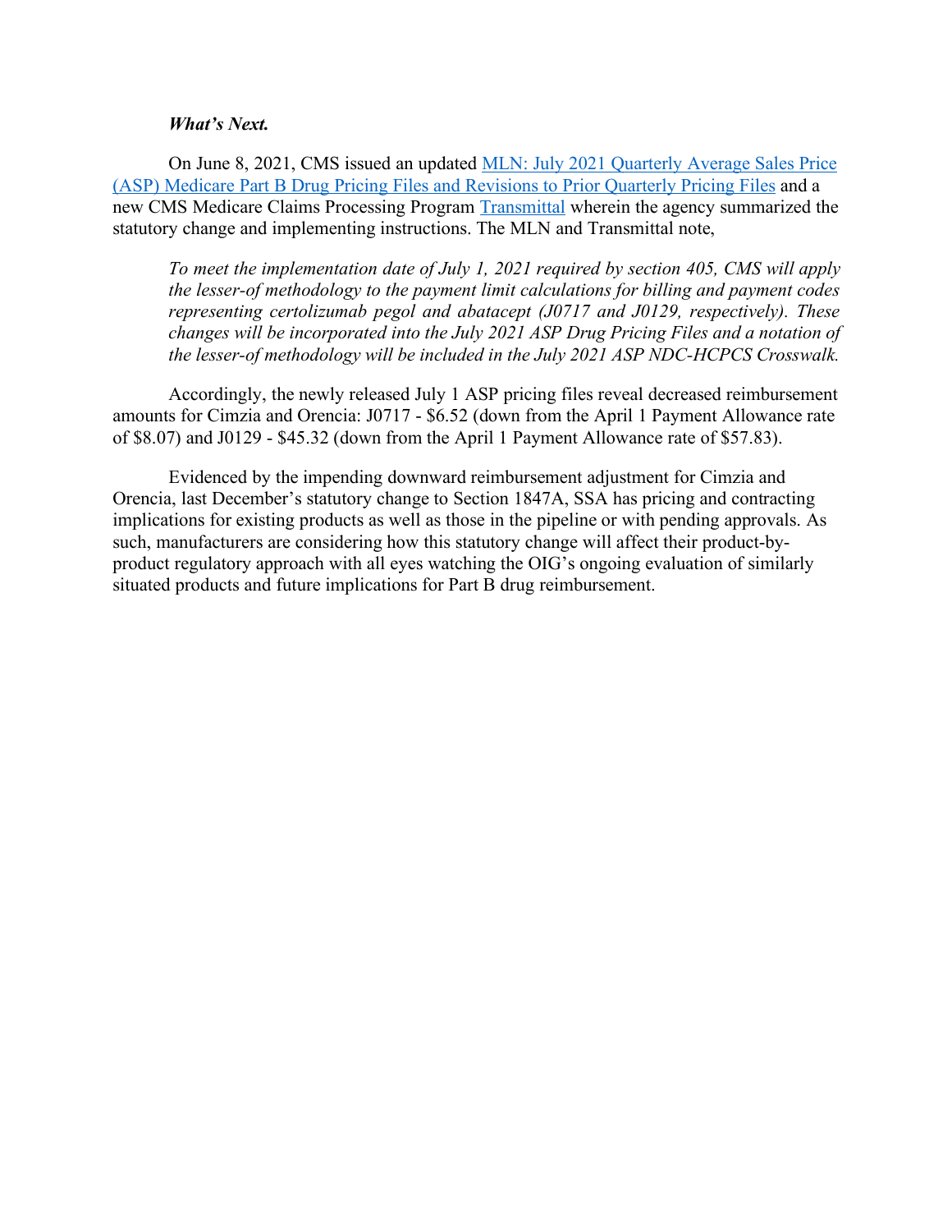***What's Next.***

On June 8, 2021, CMS issued an updated [MLN: July 2021 Quarterly Average Sales Price (ASP) Medicare Part B Drug Pricing Files and Revisions to Prior Quarterly Pricing Files]() and a new CMS Medicare Claims Processing Program [Transmittal]() wherein the agency summarized the statutory change and implementing instructions. The MLN and Transmittal note,

> *To meet the implementation date of July 1, 2021 required by section 405, CMS will apply the lesser-of methodology to the payment limit calculations for billing and payment codes representing certolizumab pegol and abatacept (J0717 and J0129, respectively). These changes will be incorporated into the July 2021 ASP Drug Pricing Files and a notation of the lesser-of methodology will be included in the July 2021 ASP NDC-HCPCS Crosswalk.*

Accordingly, the newly released July 1 ASP pricing files reveal decreased reimbursement amounts for Cimzia and Orencia: J0717 - $6.52 (down from the April 1 Payment Allowance rate of $8.07) and J0129 - $45.32 (down from the April 1 Payment Allowance rate of $57.83).

Evidenced by the impending downward reimbursement adjustment for Cimzia and Orencia, last December's statutory change to Section 1847A, SSA has pricing and contracting implications for existing products as well as those in the pipeline or with pending approvals. As such, manufacturers are considering how this statutory change will affect their product-by-product regulatory approach with all eyes watching the OIG's ongoing evaluation of similarly situated products and future implications for Part B drug reimbursement.